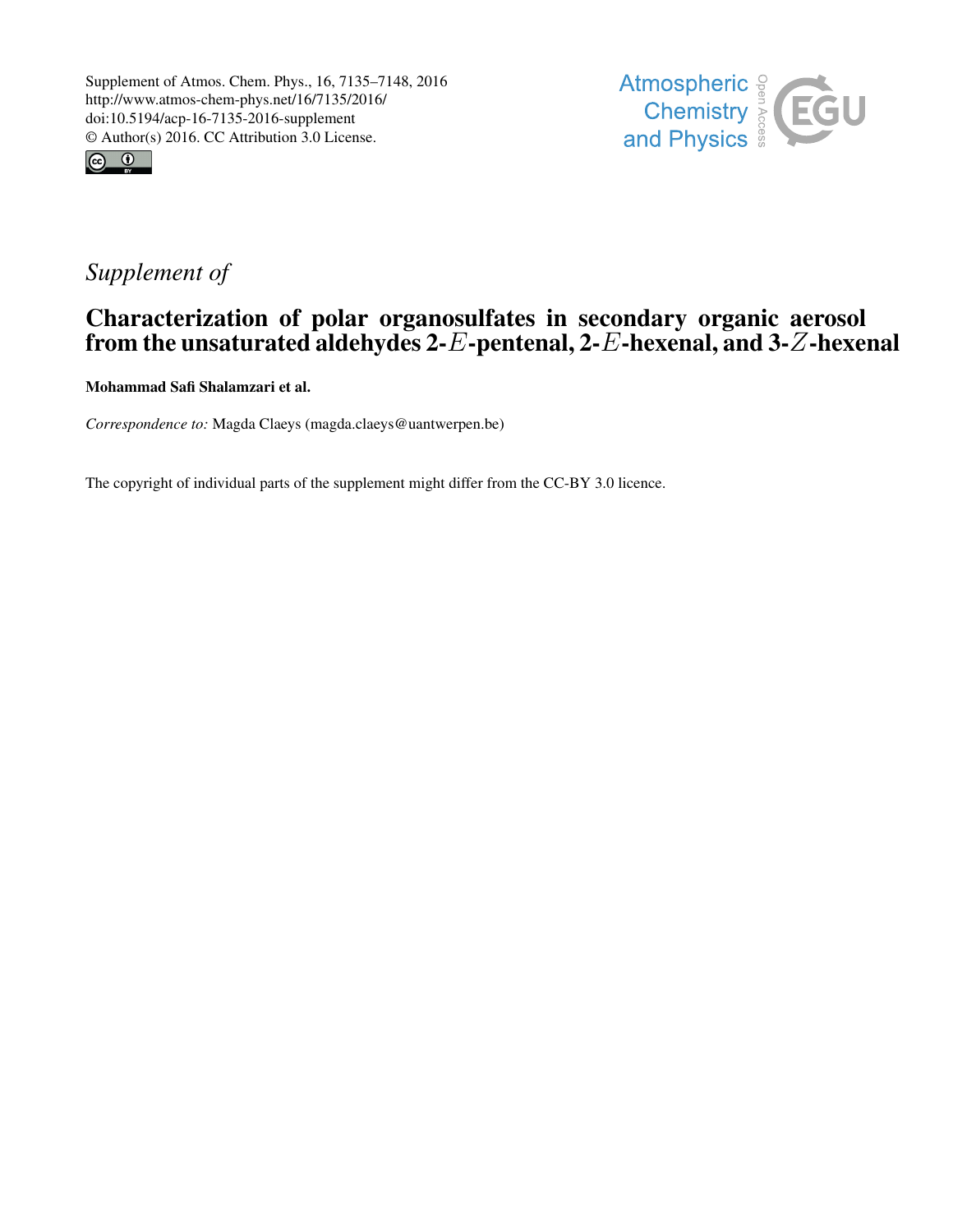Supplement of Atmos. Chem. Phys., 16, 7135–7148, 2016
http://www.atmos-chem-phys.net/16/7135/2016/
doi:10.5194/acp-16-7135-2016-supplement
© Author(s) 2016. CC Attribution 3.0 License.

*Supplement of*

# Characterization of polar organosulfates in secondary organic aerosol from the unsaturated aldehydes 2-$E$-pentenal, 2-$E$-hexenal, and 3-$Z$-hexenal

**Mohammad Safi Shalamzari et al.**

*Correspondence to:* Magda Claeys (magda.claeys@uantwerpen.be)

The copyright of individual parts of the supplement might differ from the CC-BY 3.0 licence.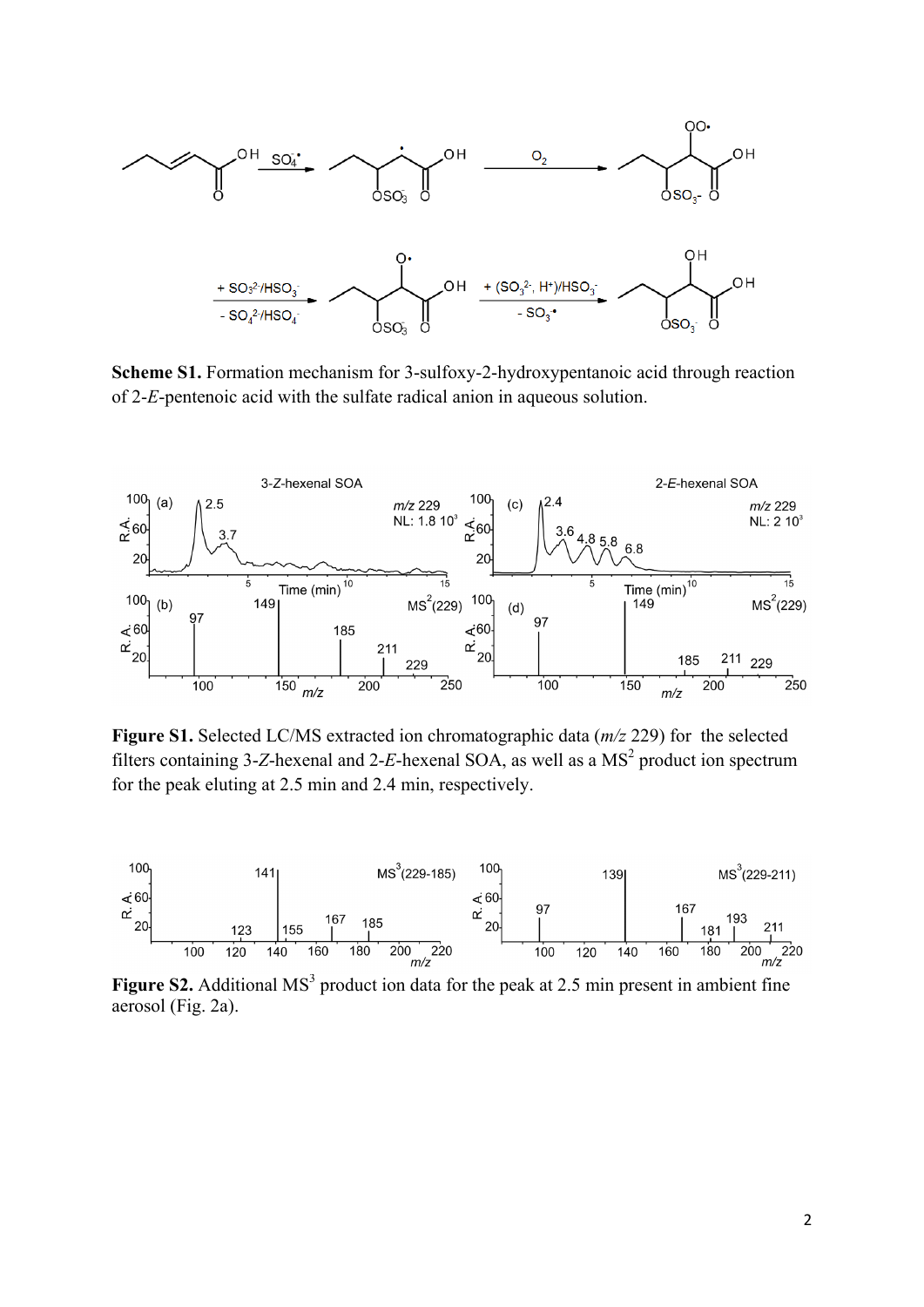**Scheme S1.** Formation mechanism for 3-sulfoxy-2-hydroxypentanoic acid through reaction of 2-*E*-pentenoic acid with the sulfate radical anion in aqueous solution.

**Figure S1.** Selected LC/MS extracted ion chromatographic data (*m/z* 229) for the selected filters containing 3-*Z*-hexenal and 2-*E*-hexenal SOA, as well as a $MS^2$ product ion spectrum for the peak eluting at 2.5 min and 2.4 min, respectively.

**Figure S2.** Additional $MS^3$ product ion data for the peak at 2.5 min present in ambient fine aerosol (Fig. 2a).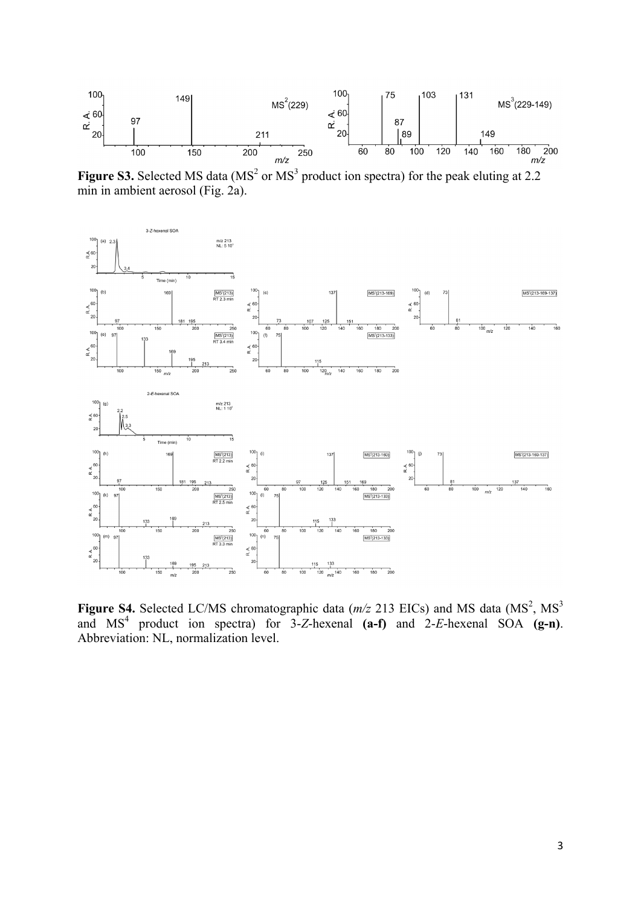**Figure S3.** Selected MS data ($MS^2$ or $MS^3$ product ion spectra) for the peak eluting at 2.2 min in ambient aerosol (Fig. 2a).

**Figure S4.** Selected LC/MS chromatographic data (*m/z* 213 EICs) and MS data ($MS^2$, $MS^3$ and $MS^4$ product ion spectra) for 3-*Z*-hexenal **(a-f)** and 2-*E*-hexenal SOA **(g-n)**. Abbreviation: NL, normalization level.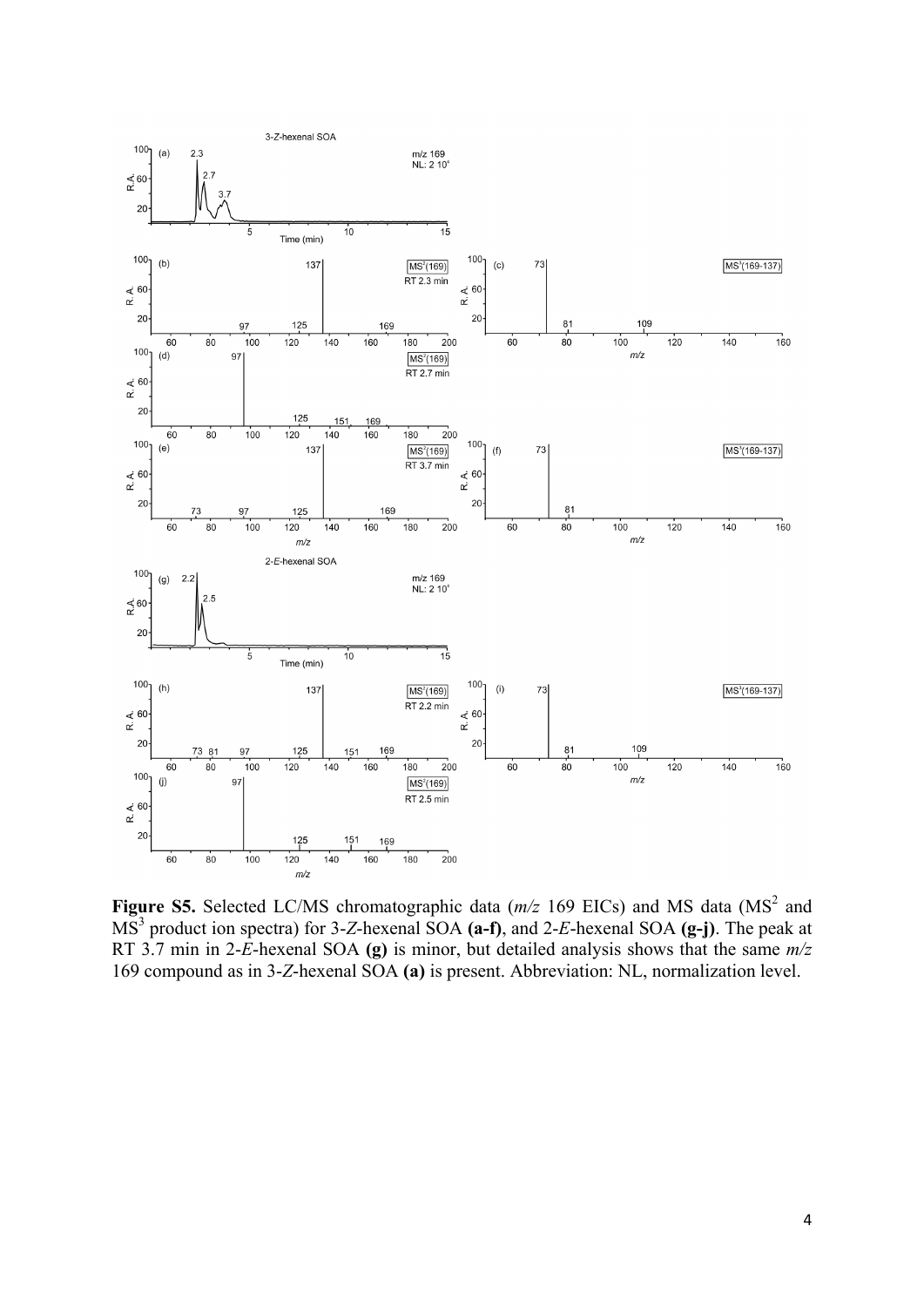3-Z-hexenal SOA

(a) 2.3 2.7 3.7

m/z 169
NL: 2 10[4]

R.A. 100 60 20

5 10 15
Time (min)

(b) 137 97 125 169

MS[2](169)
RT 2.3 min

60 80 100 120 140 160 180 200

(c) 73 81 109

MS[3](169-137)

60 80 100 120 140 160
m/z

(d) 97 125 151 169

MS[2](169)
RT 2.7 min

60 80 100 120 140 160 180 200

(e) 137 73 97 125 169

MS[2](169)
RT 3.7 min

60 80 100 120 140 160 180 200
m/z

(f) 73 81

MS[3](169-137)

60 80 100 120 140 160
m/z

2-E-hexenal SOA

(g) 2.2 2.5

m/z 169
NL: 2 10[4]

5 10 15
Time (min)

(h) 137 73 81 97 125 151 169

MS[2](169)
RT 2.2 min

60 80 100 120 140 160 180 200

(i) 73 81 109

MS[3](169-137)

60 80 100 120 140 160
m/z

(j) 97 125 151 169

MS[2](169)
RT 2.5 min

60 80 100 120 140 160 180 200
m/z

**Figure S5.** Selected LC/MS chromatographic data (*m/z* 169 EICs) and MS data ($MS^2$ and $MS^3$ product ion spectra) for 3-*Z*-hexenal SOA **(a-f)**, and 2-*E*-hexenal SOA **(g-j)**. The peak at RT 3.7 min in 2-*E*-hexenal SOA **(g)** is minor, but detailed analysis shows that the same *m/z* 169 compound as in 3-*Z*-hexenal SOA **(a)** is present. Abbreviation: NL, normalization level.